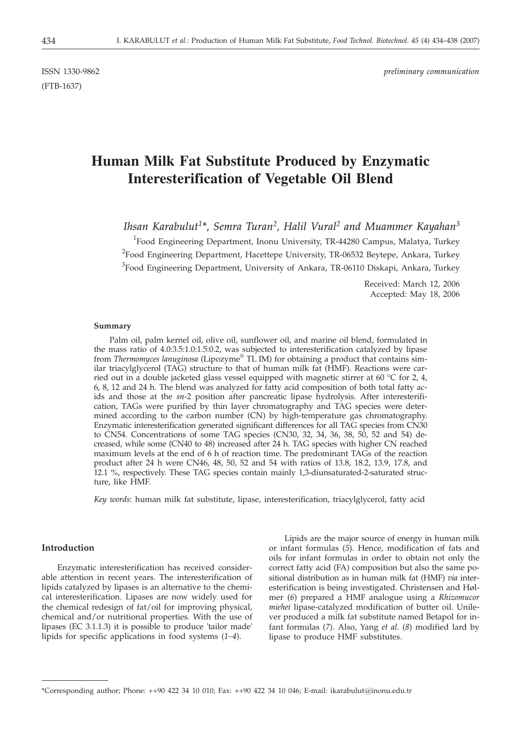ISSN 1330-9862 *preliminary communication*

(FTB-1637)

# Human Milk Fat Substitute Produced by Enzymatic Interesterification of Vegetable Oil Blend

*Ihsan Karabulut[1]\*, Semra Turan[2], Halil Vural[2] and Muammer Kayahan[3]*

[1]Food Engineering Department, Inonu University, TR-44280 Campus, Malatya, Turkey

[2]Food Engineering Department, Hacettepe University, TR-06532 Beytepe, Ankara, Turkey

[3]Food Engineering Department, University of Ankara, TR-06110 Diskapi, Ankara, Turkey

Received: March 12, 2006
Accepted: May 18, 2006

#### Summary

Palm oil, palm kernel oil, olive oil, sunflower oil, and marine oil blend, formulated in the mass ratio of 4.0:3.5:1.0:1.5:0.2, was subjected to interesterification catalyzed by lipase from *Thermomyces lanuginosa* (Lipozyme® TL IM) for obtaining a product that contains similar triacylglycerol (TAG) structure to that of human milk fat (HMF). Reactions were carried out in a double jacketed glass vessel equipped with magnetic stirrer at 60 °C for 2, 4, 6, 8, 12 and 24 h. The blend was analyzed for fatty acid composition of both total fatty acids and those at the *sn*-2 position after pancreatic lipase hydrolysis. After interesterification, TAGs were purified by thin layer chromatography and TAG species were determined according to the carbon number (CN) by high-temperature gas chromatography. Enzymatic interesterification generated significant differences for all TAG species from CN30 to CN54. Concentrations of some TAG species (CN30, 32, 34, 36, 38, 50, 52 and 54) decreased, while some (CN40 to 48) increased after 24 h. TAG species with higher CN reached maximum levels at the end of 6 h of reaction time. The predominant TAGs of the reaction product after 24 h were CN46, 48, 50, 52 and 54 with ratios of 13.8, 18.2, 13.9, 17.8, and 12.1 %, respectively. These TAG species contain mainly 1,3-diunsaturated-2-saturated structure, like HMF.

*Key words*: human milk fat substitute, lipase, interesterification, triacylglycerol, fatty acid

#### Introduction

Enzymatic interesterification has received considerable attention in recent years. The interesterification of lipids catalyzed by lipases is an alternative to the chemical interesterification. Lipases are now widely used for the chemical redesign of fat/oil for improving physical, chemical and/or nutritional properties. With the use of lipases (EC 3.1.1.3) it is possible to produce 'tailor made' lipids for specific applications in food systems (*1–4*).

Lipids are the major source of energy in human milk or infant formulas (*5*). Hence, modification of fats and oils for infant formulas in order to obtain not only the correct fatty acid (FA) composition but also the same positional distribution as in human milk fat (HMF) *via* interesterification is being investigated. Christensen and Hølmer (*6*) prepared a HMF analogue using a *Rhizomucor miehei* lipase-catalyzed modification of butter oil. Unilever produced a milk fat substitute named Betapol for infant formulas (*7*). Also, Yang *et al*. (*8*) modified lard by lipase to produce HMF substitutes.

\*Corresponding author; Phone: ++90 422 34 10 010; Fax: ++90 422 34 10 046; E-mail: ikarabulut@inonu.edu.tr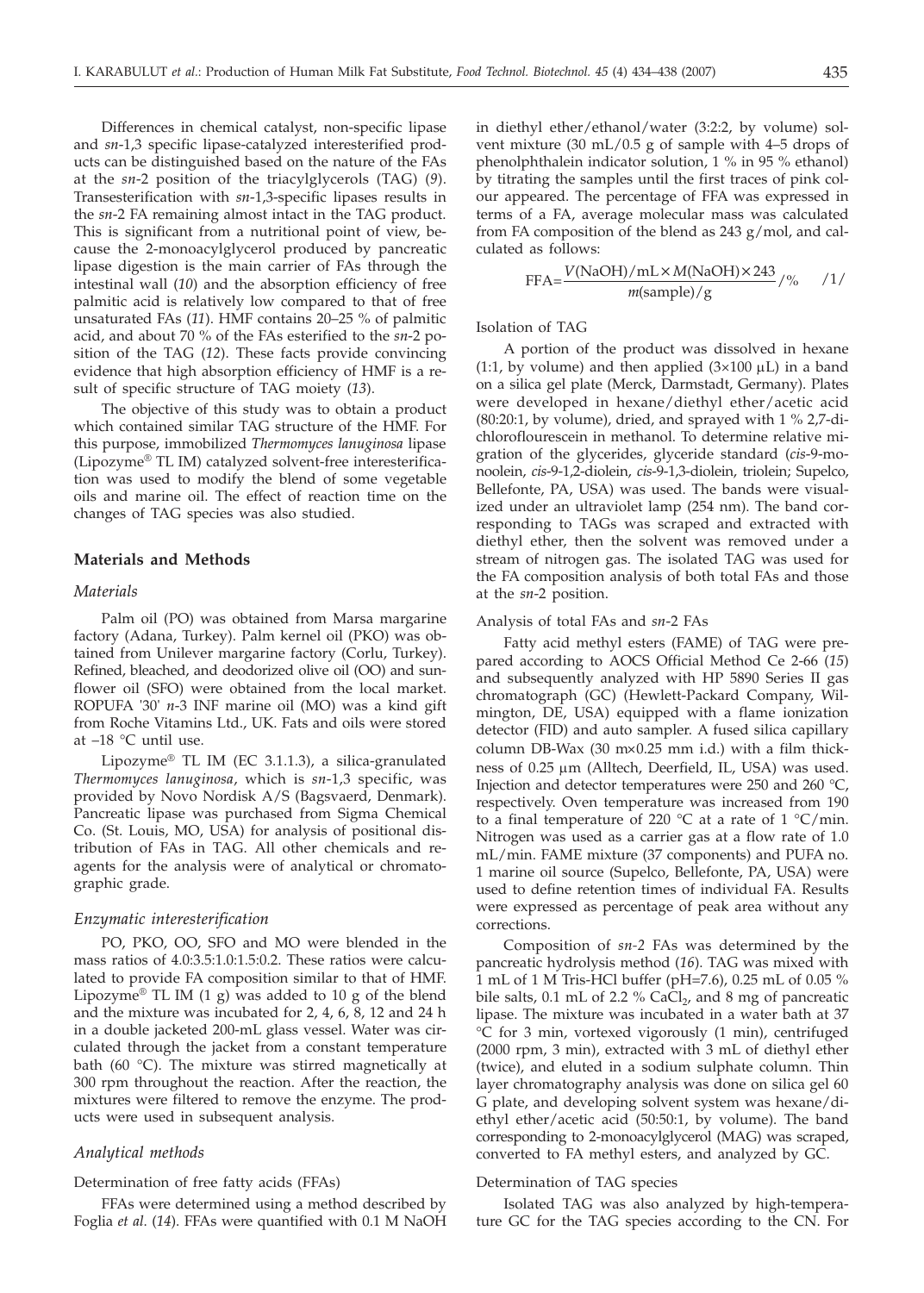Differences in chemical catalyst, non-specific lipase and *sn*-1,3 specific lipase-catalyzed interesterified products can be distinguished based on the nature of the FAs at the *sn*-2 position of the triacylglycerols (TAG) (*9*). Transesterification with *sn*-1,3-specific lipases results in the *sn*-2 FA remaining almost intact in the TAG product. This is significant from a nutritional point of view, because the 2-monoacylglycerol produced by pancreatic lipase digestion is the main carrier of FAs through the intestinal wall (*10*) and the absorption efficiency of free palmitic acid is relatively low compared to that of free unsaturated FAs (*11*). HMF contains 20–25 % of palmitic acid, and about 70 % of the FAs esterified to the *sn*-2 position of the TAG (*12*). These facts provide convincing evidence that high absorption efficiency of HMF is a result of specific structure of TAG moiety (*13*).

The objective of this study was to obtain a product which contained similar TAG structure of the HMF. For this purpose, immobilized *Thermomyces lanuginosa* lipase (Lipozyme® TL IM) catalyzed solvent-free interesterification was used to modify the blend of some vegetable oils and marine oil. The effect of reaction time on the changes of TAG species was also studied.

## Materials and Methods

### *Materials*

Palm oil (PO) was obtained from Marsa margarine factory (Adana, Turkey). Palm kernel oil (PKO) was obtained from Unilever margarine factory (Corlu, Turkey). Refined, bleached, and deodorized olive oil (OO) and sunflower oil (SFO) were obtained from the local market. ROPUFA '30' *n*-3 INF marine oil (MO) was a kind gift from Roche Vitamins Ltd., UK. Fats and oils were stored at –18 °C until use.

Lipozyme® TL IM (EC 3.1.1.3), a silica-granulated *Thermomyces lanuginosa*, which is *sn*-1,3 specific, was provided by Novo Nordisk A/S (Bagsvaerd, Denmark). Pancreatic lipase was purchased from Sigma Chemical Co. (St. Louis, MO, USA) for analysis of positional distribution of FAs in TAG. All other chemicals and reagents for the analysis were of analytical or chromatographic grade.

### *Enzymatic interesterification*

PO, PKO, OO, SFO and MO were blended in the mass ratios of 4.0:3.5:1.0:1.5:0.2. These ratios were calculated to provide FA composition similar to that of HMF. Lipozyme® TL IM (1 g) was added to 10 g of the blend and the mixture was incubated for 2, 4, 6, 8, 12 and 24 h in a double jacketed 200-mL glass vessel. Water was circulated through the jacket from a constant temperature bath (60 °C). The mixture was stirred magnetically at 300 rpm throughout the reaction. After the reaction, the mixtures were filtered to remove the enzyme. The products were used in subsequent analysis.

### *Analytical methods*

#### Determination of free fatty acids (FFAs)

FFAs were determined using a method described by Foglia *et al.* (*14*). FFAs were quantified with 0.1 M NaOH in diethyl ether/ethanol/water (3:2:2, by volume) solvent mixture (30 mL/0.5 g of sample with 4–5 drops of phenolphthalein indicator solution, 1 % in 95 % ethanol) by titrating the samples until the first traces of pink colour appeared. The percentage of FFA was expressed in terms of a FA, average molecular mass was calculated from FA composition of the blend as 243 g/mol, and calculated as follows:

$$\mathrm{FFA} = \frac{V(\mathrm{NaOH})/\mathrm{mL} \times M(\mathrm{NaOH}) \times 243}{m(\mathrm{sample})/\mathrm{g}} / \% \qquad /1/$$

#### Isolation of TAG

A portion of the product was dissolved in hexane (1:1, by volume) and then applied (3×100 μL) in a band on a silica gel plate (Merck, Darmstadt, Germany). Plates were developed in hexane/diethyl ether/acetic acid (80:20:1, by volume), dried, and sprayed with 1 % 2,7-dichloroflourescein in methanol. To determine relative migration of the glycerides, glyceride standard (*cis*-9-monoolein, *cis*-9-1,2-diolein, *cis*-9-1,3-diolein, triolein; Supelco, Bellefonte, PA, USA) was used. The bands were visualized under an ultraviolet lamp (254 nm). The band corresponding to TAGs was scraped and extracted with diethyl ether, then the solvent was removed under a stream of nitrogen gas. The isolated TAG was used for the FA composition analysis of both total FAs and those at the *sn*-2 position.

#### Analysis of total FAs and *sn*-2 FAs

Fatty acid methyl esters (FAME) of TAG were prepared according to AOCS Official Method Ce 2-66 (*15*) and subsequently analyzed with HP 5890 Series II gas chromatograph (GC) (Hewlett-Packard Company, Wilmington, DE, USA) equipped with a flame ionization detector (FID) and auto sampler. A fused silica capillary column DB-Wax (30 m×0.25 mm i.d.) with a film thickness of 0.25 μm (Alltech, Deerfield, IL, USA) was used. Injection and detector temperatures were 250 and 260 °C, respectively. Oven temperature was increased from 190 to a final temperature of 220 °C at a rate of 1 °C/min. Nitrogen was used as a carrier gas at a flow rate of 1.0 mL/min. FAME mixture (37 components) and PUFA no. 1 marine oil source (Supelco, Bellefonte, PA, USA) were used to define retention times of individual FA. Results were expressed as percentage of peak area without any corrections.

Composition of *sn-2* FAs was determined by the pancreatic hydrolysis method (*16*). TAG was mixed with 1 mL of 1 M Tris-HCl buffer (pH=7.6), 0.25 mL of 0.05 % bile salts, 0.1 mL of 2.2 % $CaCl_2$, and 8 mg of pancreatic lipase. The mixture was incubated in a water bath at 37 °C for 3 min, vortexed vigorously (1 min), centrifuged (2000 rpm, 3 min), extracted with 3 mL of diethyl ether (twice), and eluted in a sodium sulphate column. Thin layer chromatography analysis was done on silica gel 60 G plate, and developing solvent system was hexane/diethyl ether/acetic acid (50:50:1, by volume). The band corresponding to 2-monoacylglycerol (MAG) was scraped, converted to FA methyl esters, and analyzed by GC.

#### Determination of TAG species

Isolated TAG was also analyzed by high-temperature GC for the TAG species according to the CN. For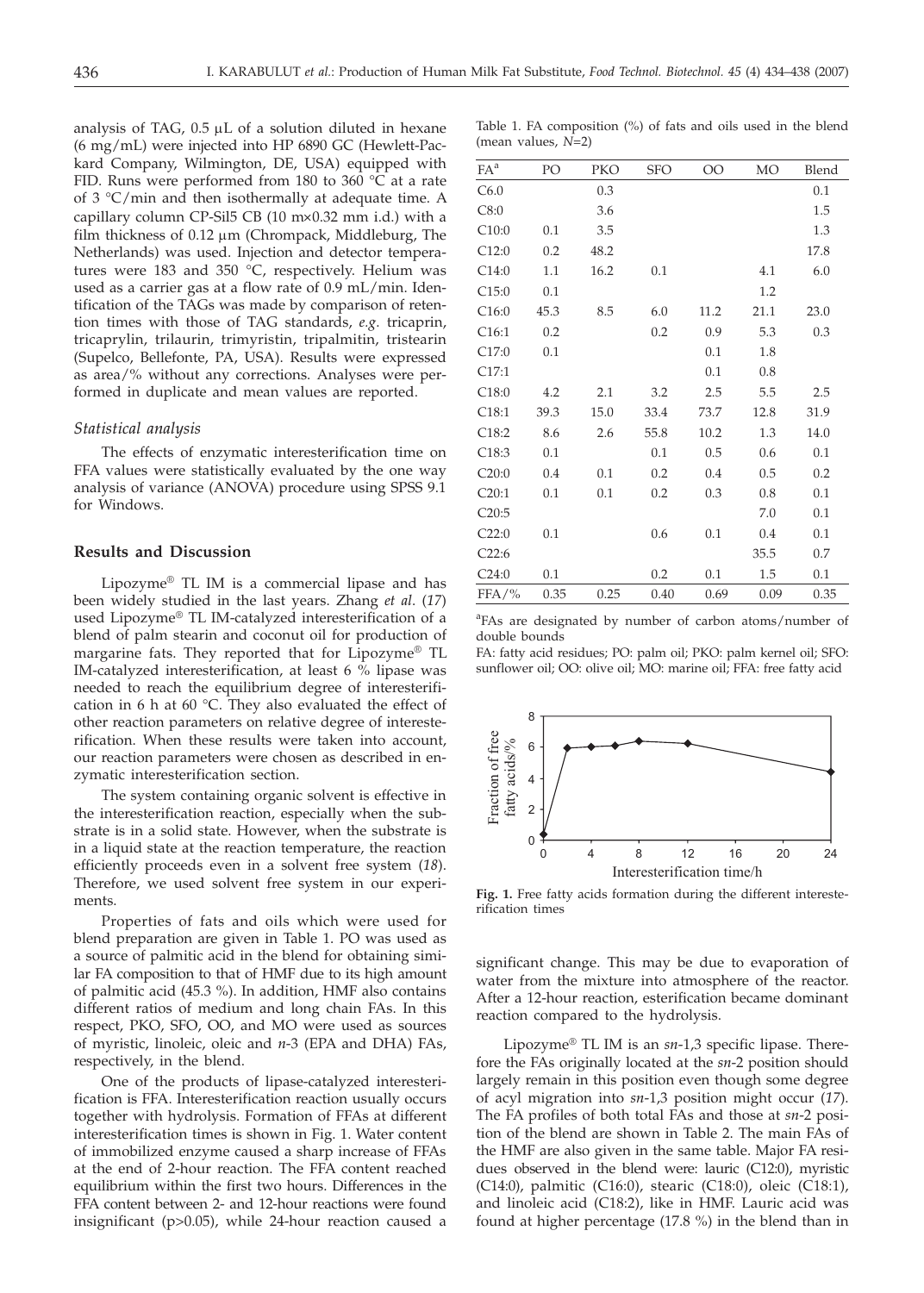analysis of TAG, 0.5 μL of a solution diluted in hexane (6 mg/mL) were injected into HP 6890 GC (Hewlett-Packard Company, Wilmington, DE, USA) equipped with FID. Runs were performed from 180 to 360 °C at a rate of 3 °C/min and then isothermally at adequate time. A capillary column CP-Sil5 CB (10 m×0.32 mm i.d.) with a film thickness of 0.12 μm (Chrompack, Middleburg, The Netherlands) was used. Injection and detector temperatures were 183 and 350 °C, respectively. Helium was used as a carrier gas at a flow rate of 0.9 mL/min. Identification of the TAGs was made by comparison of retention times with those of TAG standards, *e.g*. tricaprin, tricaprylin, trilaurin, trimyristin, tripalmitin, tristearin (Supelco, Bellefonte, PA, USA). Results were expressed as area/% without any corrections. Analyses were performed in duplicate and mean values are reported.

### *Statistical analysis*

The effects of enzymatic interesterification time on FFA values were statistically evaluated by the one way analysis of variance (ANOVA) procedure using SPSS 9.1 for Windows.

## Results and Discussion

Lipozyme® TL IM is a commercial lipase and has been widely studied in the last years. Zhang *et al*. (*17*) used Lipozyme® TL IM-catalyzed interesterification of a blend of palm stearin and coconut oil for production of margarine fats. They reported that for Lipozyme® TL IM-catalyzed interesterification, at least 6 % lipase was needed to reach the equilibrium degree of interesterification in 6 h at 60 °C. They also evaluated the effect of other reaction parameters on relative degree of interesterification. When these results were taken into account, our reaction parameters were chosen as described in enzymatic interesterification section.

The system containing organic solvent is effective in the interesterification reaction, especially when the substrate is in a solid state. However, when the substrate is in a liquid state at the reaction temperature, the reaction efficiently proceeds even in a solvent free system (*18*). Therefore, we used solvent free system in our experiments.

Properties of fats and oils which were used for blend preparation are given in Table 1. PO was used as a source of palmitic acid in the blend for obtaining similar FA composition to that of HMF due to its high amount of palmitic acid (45.3 %). In addition, HMF also contains different ratios of medium and long chain FAs. In this respect, PKO, SFO, OO, and MO were used as sources of myristic, linoleic, oleic and *n*-3 (EPA and DHA) FAs, respectively, in the blend.

One of the products of lipase-catalyzed interesterification is FFA. Interesterification reaction usually occurs together with hydrolysis. Formation of FFAs at different interesterification times is shown in Fig. 1. Water content of immobilized enzyme caused a sharp increase of FFAs at the end of 2-hour reaction. The FFA content reached equilibrium within the first two hours. Differences in the FFA content between 2- and 12-hour reactions were found insignificant (p>0.05), while 24-hour reaction caused a significant change. This may be due to evaporation of water from the mixture into atmosphere of the reactor. After a 12-hour reaction, esterification became dominant reaction compared to the hydrolysis.

Table 1. FA composition (%) of fats and oils used in the blend (mean values, *N*=2)

| FA[a] | PO | PKO | SFO | OO | MO | Blend |
|---|---|---|---|---|---|---|
| C6.0 | | 0.3 | | | | 0.1 |
| C8:0 | | 3.6 | | | | 1.5 |
| C10:0 | 0.1 | 3.5 | | | | 1.3 |
| C12:0 | 0.2 | 48.2 | | | | 17.8 |
| C14:0 | 1.1 | 16.2 | 0.1 | | 4.1 | 6.0 |
| C15:0 | 0.1 | | | | 1.2 | |
| C16:0 | 45.3 | 8.5 | 6.0 | 11.2 | 21.1 | 23.0 |
| C16:1 | 0.2 | | 0.2 | 0.9 | 5.3 | 0.3 |
| C17:0 | 0.1 | | | 0.1 | 1.8 | |
| C17:1 | | | | 0.1 | 0.8 | |
| C18:0 | 4.2 | 2.1 | 3.2 | 2.5 | 5.5 | 2.5 |
| C18:1 | 39.3 | 15.0 | 33.4 | 73.7 | 12.8 | 31.9 |
| C18:2 | 8.6 | 2.6 | 55.8 | 10.2 | 1.3 | 14.0 |
| C18:3 | 0.1 | | 0.1 | 0.5 | 0.6 | 0.1 |
| C20:0 | 0.4 | 0.1 | 0.2 | 0.4 | 0.5 | 0.2 |
| C20:1 | 0.1 | 0.1 | 0.2 | 0.3 | 0.8 | 0.1 |
| C20:5 | | | | | 7.0 | 0.1 |
| C22:0 | 0.1 | | 0.6 | 0.1 | 0.4 | 0.1 |
| C22:6 | | | | | 35.5 | 0.7 |
| C24:0 | 0.1 | | 0.2 | 0.1 | 1.5 | 0.1 |
| FFA/% | 0.35 | 0.25 | 0.40 | 0.69 | 0.09 | 0.35 |

[a]FAs are designated by number of carbon atoms/number of double bounds

FA: fatty acid residues; PO: palm oil; PKO: palm kernel oil; SFO: sunflower oil; OO: olive oil; MO: marine oil; FFA: free fatty acid

**Fig. 1.** Free fatty acids formation during the different interesterification times

Lipozyme® TL IM is an *sn*-1,3 specific lipase. Therefore the FAs originally located at the *sn*-2 position should largely remain in this position even though some degree of acyl migration into *sn*-1,3 position might occur (*17*). The FA profiles of both total FAs and those at *sn*-2 position of the blend are shown in Table 2. The main FAs of the HMF are also given in the same table. Major FA residues observed in the blend were: lauric (C12:0), myristic (C14:0), palmitic (C16:0), stearic (C18:0), oleic (C18:1), and linoleic acid (C18:2), like in HMF. Lauric acid was found at higher percentage (17.8 %) in the blend than in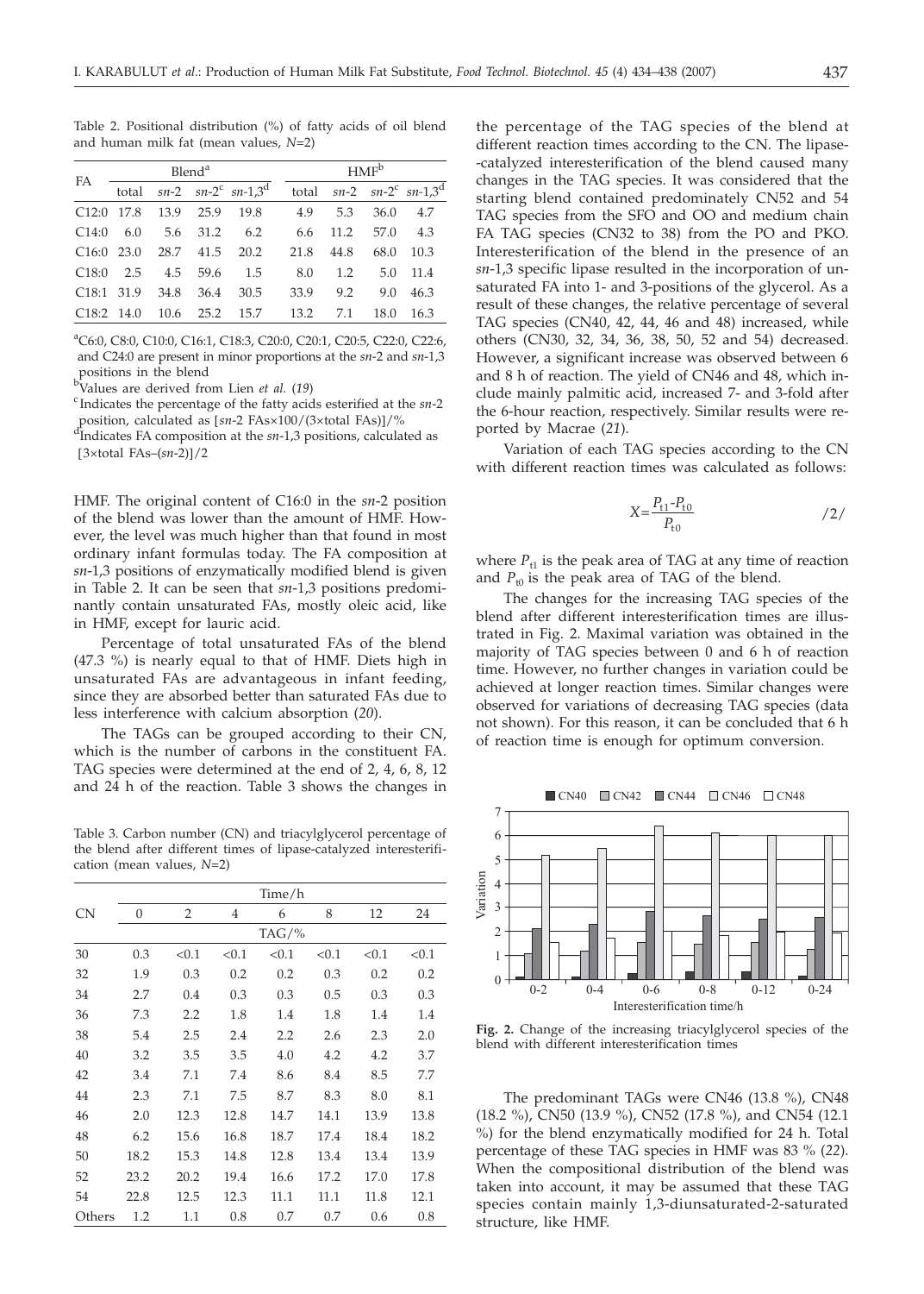Table 2. Positional distribution (%) of fatty acids of oil blend and human milk fat (mean values, $N$=2)

| FA | Blend[a] | | | | HMF[b] | | | |
|---|---|---|---|---|---|---|---|---|
| | total | *sn*-2 | *sn*-2[c] | *sn*-1,3[d] | total | *sn*-2 | *sn*-2[c] | *sn*-1,3[d] |
| C12:0 | 17.8 | 13.9 | 25.9 | 19.8 | 4.9 | 5.3 | 36.0 | 4.7 |
| C14:0 | 6.0 | 5.6 | 31.2 | 6.2 | 6.6 | 11.2 | 57.0 | 4.3 |
| C16:0 | 23.0 | 28.7 | 41.5 | 20.2 | 21.8 | 44.8 | 68.0 | 10.3 |
| C18:0 | 2.5 | 4.5 | 59.6 | 1.5 | 8.0 | 1.2 | 5.0 | 11.4 |
| C18:1 | 31.9 | 34.8 | 36.4 | 30.5 | 33.9 | 9.2 | 9.0 | 46.3 |
| C18:2 | 14.0 | 10.6 | 25.2 | 15.7 | 13.2 | 7.1 | 18.0 | 16.3 |

[a]C6:0, C8:0, C10:0, C16:1, C18:3, C20:0, C20:1, C20:5, C22:0, C22:6, and C24:0 are present in minor proportions at the *sn*-2 and *sn*-1,3 positions in the blend

[b]Values are derived from Lien *et al.* (*19*)

[c]Indicates the percentage of the fatty acids esterified at the *sn*-2 position, calculated as [*sn*-2 FAs×100/(3×total FAs)]/%

[d]Indicates FA composition at the *sn*-1,3 positions, calculated as [3×total FAs–(*sn*-2)]/2

HMF. The original content of C16:0 in the *sn*-2 position of the blend was lower than the amount of HMF. However, the level was much higher than that found in most ordinary infant formulas today. The FA composition at *sn*-1,3 positions of enzymatically modified blend is given in Table 2. It can be seen that *sn*-1,3 positions predominantly contain unsaturated FAs, mostly oleic acid, like in HMF, except for lauric acid.

Percentage of total unsaturated FAs of the blend (47.3 %) is nearly equal to that of HMF. Diets high in unsaturated FAs are advantageous in infant feeding, since they are absorbed better than saturated FAs due to less interference with calcium absorption (*20*).

The TAGs can be grouped according to their CN, which is the number of carbons in the constituent FA. TAG species were determined at the end of 2, 4, 6, 8, 12 and 24 h of the reaction. Table 3 shows the changes in the percentage of the TAG species of the blend at different reaction times according to the CN. The lipase-catalyzed interesterification of the blend caused many changes in the TAG species. It was considered that the starting blend contained predominately CN52 and 54 TAG species from the SFO and OO and medium chain FA TAG species (CN32 to 38) from the PO and PKO. Interesterification of the blend in the presence of an *sn*-1,3 specific lipase resulted in the incorporation of unsaturated FA into 1- and 3-positions of the glycerol. As a result of these changes, the relative percentage of several TAG species (CN40, 42, 44, 46 and 48) increased, while others (CN30, 32, 34, 36, 38, 50, 52 and 54) decreased. However, a significant increase was observed between 6 and 8 h of reaction. The yield of CN46 and 48, which include mainly palmitic acid, increased 7- and 3-fold after the 6-hour reaction, respectively. Similar results were reported by Macrae (*21*).

Table 3. Carbon number (CN) and triacylglycerol percentage of the blend after different times of lipase-catalyzed interesterification (mean values, $N$=2)

| CN | Time/h | | | | | | |
|---|---|---|---|---|---|---|---|
| | 0 | 2 | 4 | 6 | 8 | 12 | 24 |
| | TAG/% | | | | | | |
| 30 | 0.3 | <0.1 | <0.1 | <0.1 | <0.1 | <0.1 | <0.1 |
| 32 | 1.9 | 0.3 | 0.2 | 0.2 | 0.3 | 0.2 | 0.2 |
| 34 | 2.7 | 0.4 | 0.3 | 0.3 | 0.5 | 0.3 | 0.3 |
| 36 | 7.3 | 2.2 | 1.8 | 1.4 | 1.8 | 1.4 | 1.4 |
| 38 | 5.4 | 2.5 | 2.4 | 2.2 | 2.6 | 2.3 | 2.0 |
| 40 | 3.2 | 3.5 | 3.5 | 4.0 | 4.2 | 4.2 | 3.7 |
| 42 | 3.4 | 7.1 | 7.4 | 8.6 | 8.4 | 8.5 | 7.7 |
| 44 | 2.3 | 7.1 | 7.5 | 8.7 | 8.3 | 8.0 | 8.1 |
| 46 | 2.0 | 12.3 | 12.8 | 14.7 | 14.1 | 13.9 | 13.8 |
| 48 | 6.2 | 15.6 | 16.8 | 18.7 | 17.4 | 18.4 | 18.2 |
| 50 | 18.2 | 15.3 | 14.8 | 12.8 | 13.4 | 13.4 | 13.9 |
| 52 | 23.2 | 20.2 | 19.4 | 16.6 | 17.2 | 17.0 | 17.8 |
| 54 | 22.8 | 12.5 | 12.3 | 11.1 | 11.1 | 11.8 | 12.1 |
| Others | 1.2 | 1.1 | 0.8 | 0.7 | 0.7 | 0.6 | 0.8 |

Variation of each TAG species according to the CN with different reaction times was calculated as follows:

$$X=\frac{P_{t1}-P_{t0}}{P_{t0}} \qquad /2/$$

where $P_{t1}$ is the peak area of TAG at any time of reaction and $P_{t0}$ is the peak area of TAG of the blend.

The changes for the increasing TAG species of the blend after different interesterification times are illustrated in Fig. 2. Maximal variation was obtained in the majority of TAG species between 0 and 6 h of reaction time. However, no further changes in variation could be achieved at longer reaction times. Similar changes were observed for variations of decreasing TAG species (data not shown). For this reason, it can be concluded that 6 h of reaction time is enough for optimum conversion.

**Fig. 2.** Change of the increasing triacylglycerol species of the blend with different interesterification times

The predominant TAGs were CN46 (13.8 %), CN48 (18.2 %), CN50 (13.9 %), CN52 (17.8 %), and CN54 (12.1 %) for the blend enzymatically modified for 24 h. Total percentage of these TAG species in HMF was 83 % (*22*). When the compositional distribution of the blend was taken into account, it may be assumed that these TAG species contain mainly 1,3-diunsaturated-2-saturated structure, like HMF.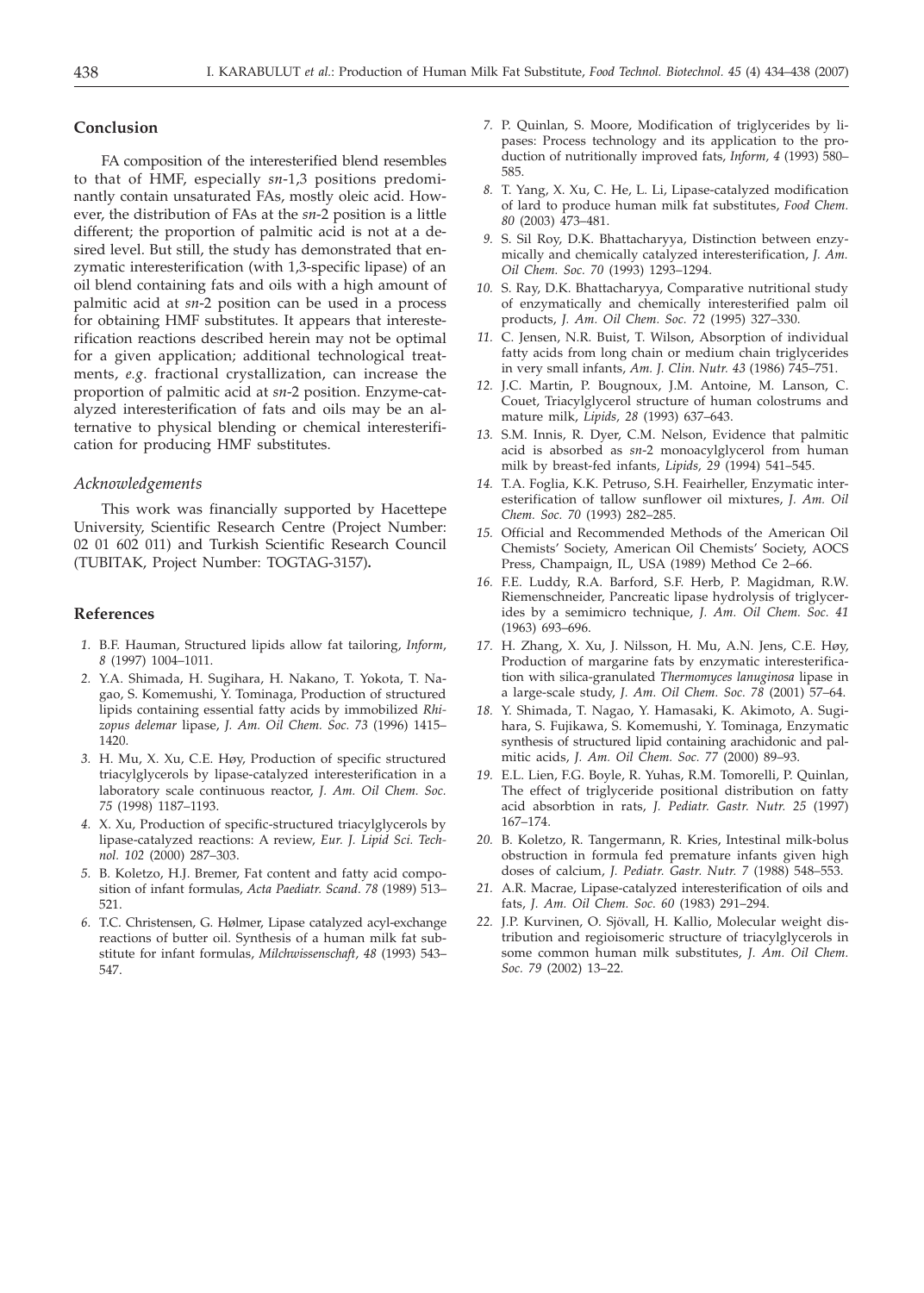## Conclusion

FA composition of the interesterified blend resembles to that of HMF, especially *sn*-1,3 positions predominantly contain unsaturated FAs, mostly oleic acid. However, the distribution of FAs at the *sn*-2 position is a little different; the proportion of palmitic acid is not at a desired level. But still, the study has demonstrated that enzymatic interesterification (with 1,3-specific lipase) of an oil blend containing fats and oils with a high amount of palmitic acid at *sn*-2 position can be used in a process for obtaining HMF substitutes. It appears that interesterification reactions described herein may not be optimal for a given application; additional technological treatments, *e.g.* fractional crystallization, can increase the proportion of palmitic acid at *sn*-2 position. Enzyme-catalyzed interesterification of fats and oils may be an alternative to physical blending or chemical interesterification for producing HMF substitutes.

### *Acknowledgements*

This work was financially supported by Hacettepe University, Scientific Research Centre (Project Number: 02 01 602 011) and Turkish Scientific Research Council (TUBITAK, Project Number: TOGTAG-3157)**.**

## References

1. B.F. Hauman, Structured lipids allow fat tailoring, *Inform*, *8* (1997) 1004–1011.
2. Y.A. Shimada, H. Sugihara, H. Nakano, T. Yokota, T. Nagao, S. Komemushi, Y. Tominaga, Production of structured lipids containing essential fatty acids by immobilized *Rhizopus delemar* lipase, *J. Am. Oil Chem. Soc. 73* (1996) 1415–1420.
3. H. Mu, X. Xu, C.E. Høy, Production of specific structured triacylglycerols by lipase-catalyzed interesterification in a laboratory scale continuous reactor, *J. Am. Oil Chem. Soc. 75* (1998) 1187–1193.
4. X. Xu, Production of specific-structured triacylglycerols by lipase-catalyzed reactions: A review, *Eur. J. Lipid Sci. Technol. 102* (2000) 287–303.
5. B. Koletzo, H.J. Bremer, Fat content and fatty acid composition of infant formulas, *Acta Paediatr. Scand*. *78* (1989) 513–521.
6. T.C. Christensen, G. Hølmer, Lipase catalyzed acyl-exchange reactions of butter oil. Synthesis of a human milk fat substitute for infant formulas, *Milchwissenschaft, 48* (1993) 543–547.
7. P. Quinlan, S. Moore, Modification of triglycerides by lipases: Process technology and its application to the production of nutritionally improved fats, *Inform, 4* (1993) 580–585.
8. T. Yang, X. Xu, C. He, L. Li, Lipase-catalyzed modification of lard to produce human milk fat substitutes, *Food Chem. 80* (2003) 473–481.
9. S. Sil Roy, D.K. Bhattacharyya, Distinction between enzymically and chemically catalyzed interesterification, *J. Am. Oil Chem. Soc. 70* (1993) 1293–1294.
10. S. Ray, D.K. Bhattacharyya, Comparative nutritional study of enzymatically and chemically interesterified palm oil products, *J. Am. Oil Chem. Soc. 72* (1995) 327–330.
11. C. Jensen, N.R. Buist, T. Wilson, Absorption of individual fatty acids from long chain or medium chain triglycerides in very small infants, *Am. J. Clin. Nutr. 43* (1986) 745–751.
12. J.C. Martin, P. Bougnoux, J.M. Antoine, M. Lanson, C. Couet, Triacylglycerol structure of human colostrums and mature milk, *Lipids*, *28* (1993) 637–643.
13. S.M. Innis, R. Dyer, C.M. Nelson, Evidence that palmitic acid is absorbed as *sn*-2 monoacylglycerol from human milk by breast-fed infants, *Lipids*, *29* (1994) 541–545.
14. T.A. Foglia, K.K. Petruso, S.H. Feairheller, Enzymatic interesterification of tallow sunflower oil mixtures, *J. Am. Oil Chem. Soc. 70* (1993) 282–285.
15. Official and Recommended Methods of the American Oil Chemists' Society, American Oil Chemists' Society, AOCS Press, Champaign, IL, USA (1989) Method Ce 2–66.
16. F.E. Luddy, R.A. Barford, S.F. Herb, P. Magidman, R.W. Riemenschneider, Pancreatic lipase hydrolysis of triglycerides by a semimicro technique, *J. Am. Oil Chem. Soc. 41* (1963) 693–696.
17. H. Zhang, X. Xu, J. Nilsson, H. Mu, A.N. Jens, C.E. Høy, Production of margarine fats by enzymatic interesterification with silica-granulated *Thermomyces lanuginosa* lipase in a large-scale study, *J. Am. Oil Chem. Soc. 78* (2001) 57–64.
18. Y. Shimada, T. Nagao, Y. Hamasaki, K. Akimoto, A. Sugihara, S. Fujikawa, S. Komemushi, Y. Tominaga, Enzymatic synthesis of structured lipid containing arachidonic and palmitic acids, *J. Am. Oil Chem. Soc. 77* (2000) 89–93.
19. E.L. Lien, F.G. Boyle, R. Yuhas, R.M. Tomorelli, P. Quinlan, The effect of triglyceride positional distribution on fatty acid absorbtion in rats, *J. Pediatr. Gastr. Nutr. 25* (1997) 167–174.
20. B. Koletzo, R. Tangermann, R. Kries, Intestinal milk-bolus obstruction in formula fed premature infants given high doses of calcium, *J. Pediatr. Gastr. Nutr. 7* (1988) 548–553.
21. A.R. Macrae, Lipase-catalyzed interesterification of oils and fats, *J. Am. Oil Chem. Soc. 60* (1983) 291–294.
22. J.P. Kurvinen, O. Sjövall, H. Kallio, Molecular weight distribution and regioisomeric structure of triacylglycerols in some common human milk substitutes, *J. Am. Oil Chem. Soc. 79* (2002) 13–22.